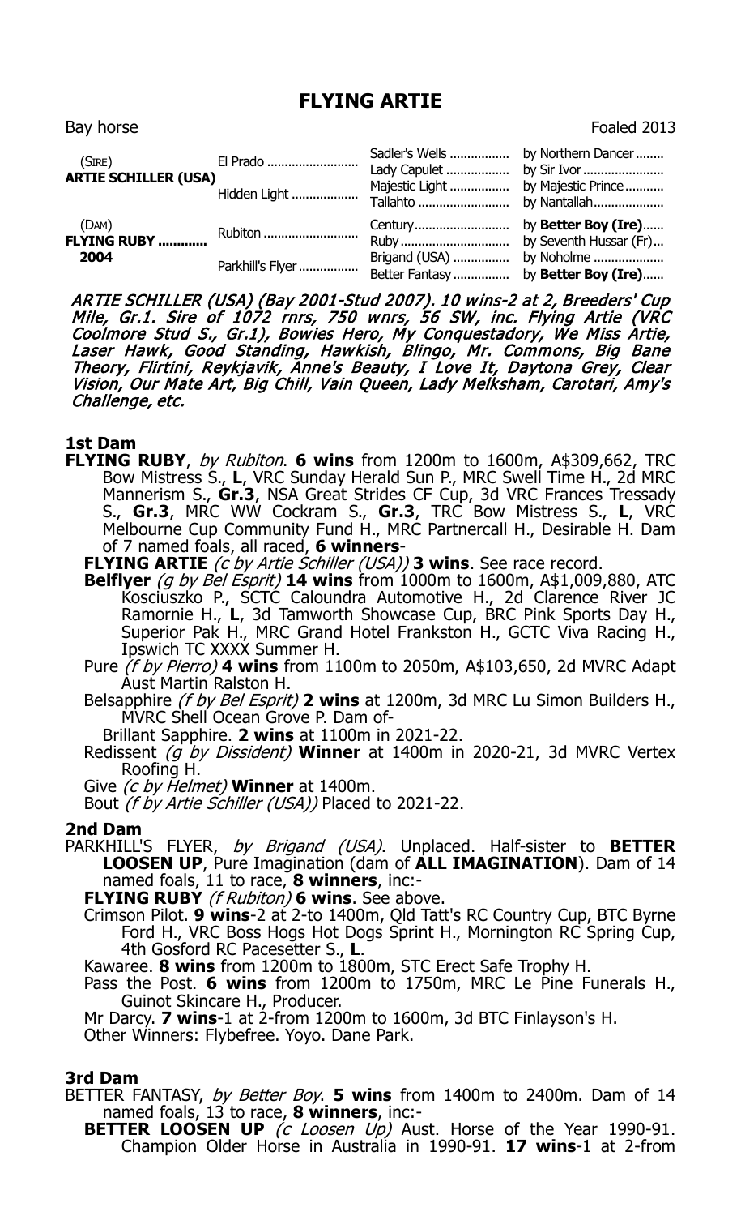# FLYING ARTIE

Bay horse | Foaled 2013

| | | | |
|---|---|---|---|
| (SIRE) **ARTIE SCHILLER (USA)** | El Prado ........................ | Sadler's Wells ................ | by Northern Dancer ........ |
| | | Lady Capulet ................. | by Sir Ivor ...................... |
| | Hidden Light .................. | Majestic Light ................ | by Majestic Prince........... |
| | | Tallahto .......................... | by Nantallah.................... |
| (DAM) **FLYING RUBY ............ 2004** | Rubiton .......................... | Century........................... | by **Better Boy (Ire)**...... |
| | | Ruby.............................. | by Seventh Hussar (Fr)... |
| | Parkhill's Flyer ................ | Brigand (USA) ................ | by Noholme .................... |
| | | Better Fantasy ................ | by **Better Boy (Ire)**...... |

*ARTIE SCHILLER (USA) (Bay 2001-Stud 2007). 10 wins-2 at 2, Breeders' Cup Mile, Gr.1. Sire of 1072 rnrs, 750 wnrs, 56 SW, inc. Flying Artie (VRC Coolmore Stud S., Gr.1), Bowies Hero, My Conquestadory, We Miss Artie, Laser Hawk, Good Standing, Hawkish, Blingo, Mr. Commons, Big Bane Theory, Flirtini, Reykjavik, Anne's Beauty, I Love It, Daytona Grey, Clear Vision, Our Mate Art, Big Chill, Vain Queen, Lady Melksham, Carotari, Amy's Challenge, etc.*

## 1st Dam

**FLYING RUBY**, *by Rubiton*. **6 wins** from 1200m to 1600m, A$309,662, TRC Bow Mistress S., **L**, VRC Sunday Herald Sun P., MRC Swell Time H., 2d MRC Mannerism S., **Gr.3**, NSA Great Strides CF Cup, 3d VRC Frances Tressady S., **Gr.3**, MRC WW Cockram S., **Gr.3**, TRC Bow Mistress S., **L**, VRC Melbourne Cup Community Fund H., MRC Partnercall H., Desirable H. Dam of 7 named foals, all raced, **6 winners**-

**FLYING ARTIE** *(c by Artie Schiller (USA))* **3 wins**. See race record.

**Belflyer** *(g by Bel Esprit)* **14 wins** from 1000m to 1600m, A$1,009,880, ATC Kosciuszko P., SCTC Caloundra Automotive H., 2d Clarence River JC Ramornie H., **L**, 3d Tamworth Showcase Cup, BRC Pink Sports Day H., Superior Pak H., MRC Grand Hotel Frankston H., GCTC Viva Racing H., Ipswich TC XXXX Summer H.

Pure *(f by Pierro)* **4 wins** from 1100m to 2050m, A$103,650, 2d MVRC Adapt Aust Martin Ralston H.

Belsapphire *(f by Bel Esprit)* **2 wins** at 1200m, 3d MRC Lu Simon Builders H., MVRC Shell Ocean Grove P. Dam of-

Brillant Sapphire. **2 wins** at 1100m in 2021-22.

Redissent *(g by Dissident)* **Winner** at 1400m in 2020-21, 3d MVRC Vertex Roofing H.

Give *(c by Helmet)* **Winner** at 1400m.

Bout *(f by Artie Schiller (USA))* Placed to 2021-22.

## 2nd Dam

PARKHILL'S FLYER, *by Brigand (USA)*. Unplaced. Half-sister to **BETTER LOOSEN UP**, Pure Imagination (dam of **ALL IMAGINATION**). Dam of 14 named foals, 11 to race, **8 winners**, inc:-

**FLYING RUBY** *(f Rubiton)* **6 wins**. See above.

Crimson Pilot. **9 wins**-2 at 2-to 1400m, Qld Tatt's RC Country Cup, BTC Byrne Ford H., VRC Boss Hogs Hot Dogs Sprint H., Mornington RC Spring Cup, 4th Gosford RC Pacesetter S., **L**.

Kawaree. **8 wins** from 1200m to 1800m, STC Erect Safe Trophy H.

Pass the Post. **6 wins** from 1200m to 1750m, MRC Le Pine Funerals H., Guinot Skincare H., Producer.

Mr Darcy. **7 wins**-1 at 2-from 1200m to 1600m, 3d BTC Finlayson's H.

Other Winners: Flybefree. Yoyo. Dane Park.

## 3rd Dam

BETTER FANTASY, *by Better Boy*. **5 wins** from 1400m to 2400m. Dam of 14 named foals, 13 to race, **8 winners**, inc:-

**BETTER LOOSEN UP** *(c Loosen Up)* Aust. Horse of the Year 1990-91. Champion Older Horse in Australia in 1990-91. **17 wins**-1 at 2-from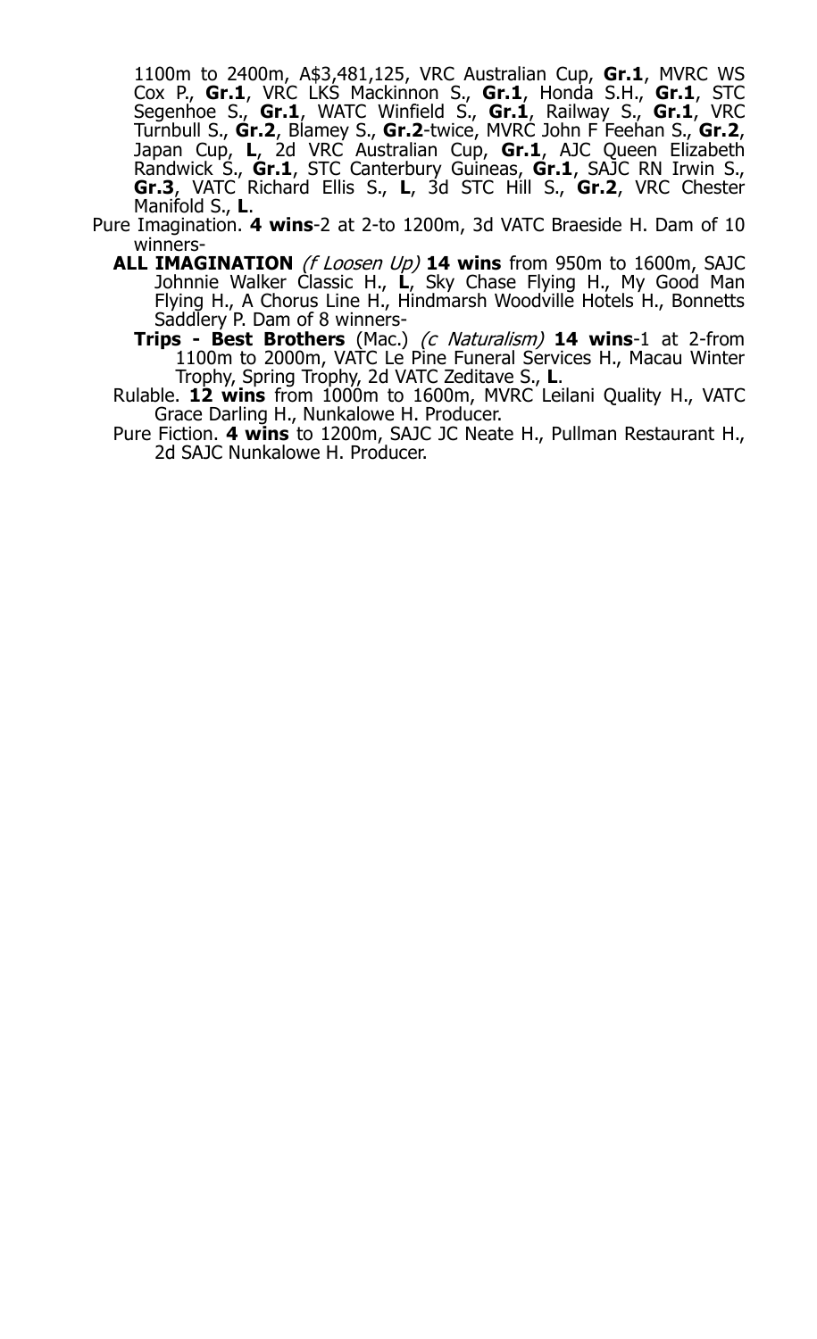1100m to 2400m, A$3,481,125, VRC Australian Cup, **Gr.1**, MVRC WS Cox P., **Gr.1**, VRC LKS Mackinnon S., **Gr.1**, Honda S.H., **Gr.1**, STC Segenhoe S., **Gr.1**, WATC Winfield S., **Gr.1**, Railway S., **Gr.1**, VRC Turnbull S., **Gr.2**, Blamey S., **Gr.2**-twice, MVRC John F Feehan S., **Gr.2**, Japan Cup, **L**, 2d VRC Australian Cup, **Gr.1**, AJC Queen Elizabeth Randwick S., **Gr.1**, STC Canterbury Guineas, **Gr.1**, SAJC RN Irwin S., **Gr.3**, VATC Richard Ellis S., **L**, 3d STC Hill S., **Gr.2**, VRC Chester Manifold S., **L**.

Pure Imagination. **4 wins**-2 at 2-to 1200m, 3d VATC Braeside H. Dam of 10 winners-

**ALL IMAGINATION** *(f Loosen Up)* **14 wins** from 950m to 1600m, SAJC Johnnie Walker Classic H., **L**, Sky Chase Flying H., My Good Man Flying H., A Chorus Line H., Hindmarsh Woodville Hotels H., Bonnetts Saddlery P. Dam of 8 winners-

**Trips - Best Brothers** (Mac.) *(c Naturalism)* **14 wins**-1 at 2-from 1100m to 2000m, VATC Le Pine Funeral Services H., Macau Winter Trophy, Spring Trophy, 2d VATC Zeditave S., **L**.

Rulable. **12 wins** from 1000m to 1600m, MVRC Leilani Quality H., VATC Grace Darling H., Nunkalowe H. Producer.

Pure Fiction. **4 wins** to 1200m, SAJC JC Neate H., Pullman Restaurant H., 2d SAJC Nunkalowe H. Producer.